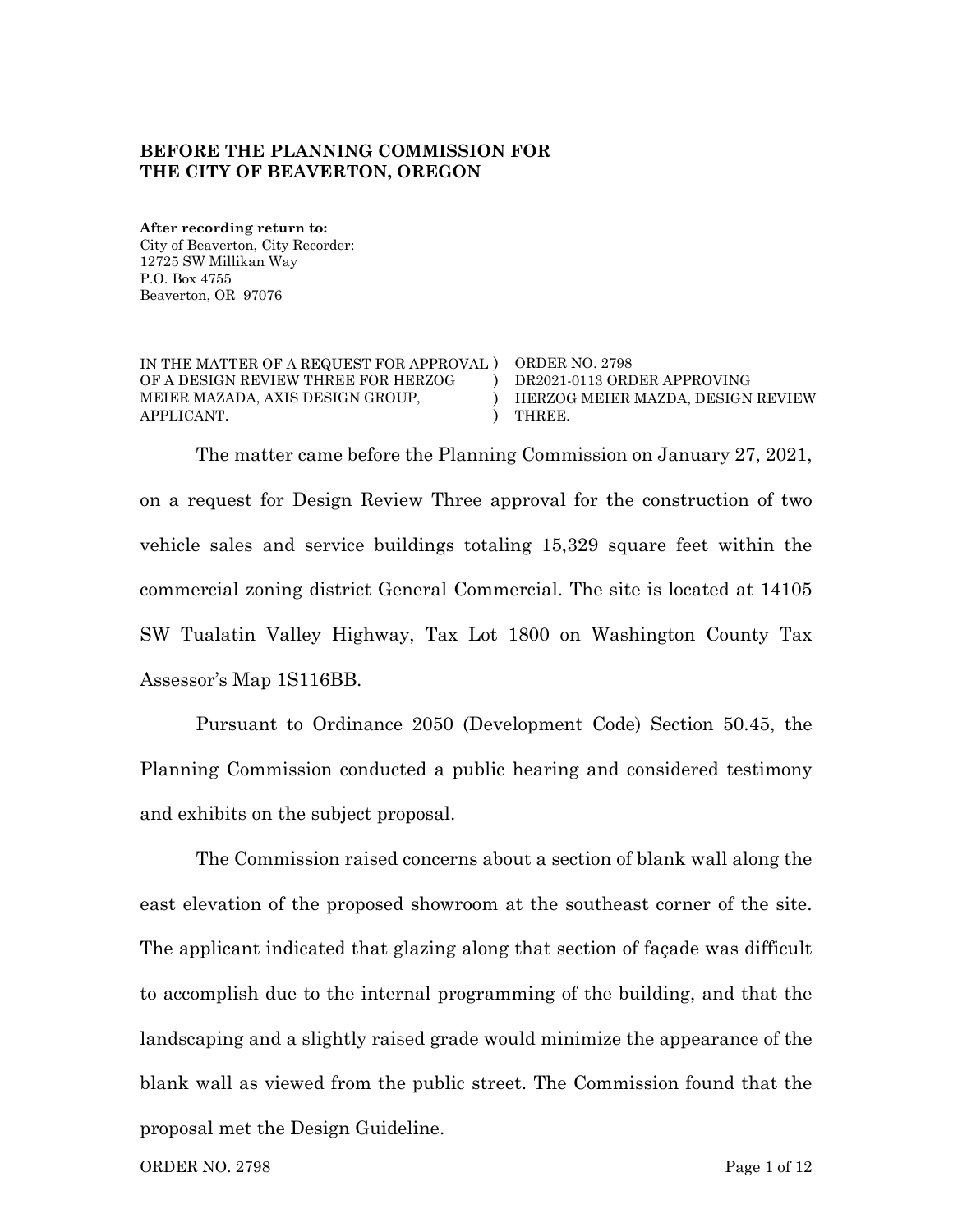**BEFORE THE PLANNING COMMISSION FOR THE CITY OF BEAVERTON, OREGON**

**After recording return to:**
City of Beaverton, City Recorder:
12725 SW Millikan Way
P.O. Box 4755
Beaverton, OR 97076

| | | |
|---|---|---|
| IN THE MATTER OF A REQUEST FOR APPROVAL OF A DESIGN REVIEW THREE FOR HERZOG MEIER MAZADA, AXIS DESIGN GROUP, APPLICANT. | ) ) ) ) | ORDER NO. 2798 DR2021-0113 ORDER APPROVING HERZOG MEIER MAZDA, DESIGN REVIEW THREE. |

The matter came before the Planning Commission on January 27, 2021, on a request for Design Review Three approval for the construction of two vehicle sales and service buildings totaling 15,329 square feet within the commercial zoning district General Commercial. The site is located at 14105 SW Tualatin Valley Highway, Tax Lot 1800 on Washington County Tax Assessor's Map 1S116BB.

Pursuant to Ordinance 2050 (Development Code) Section 50.45, the Planning Commission conducted a public hearing and considered testimony and exhibits on the subject proposal.

The Commission raised concerns about a section of blank wall along the east elevation of the proposed showroom at the southeast corner of the site. The applicant indicated that glazing along that section of façade was difficult to accomplish due to the internal programming of the building, and that the landscaping and a slightly raised grade would minimize the appearance of the blank wall as viewed from the public street. The Commission found that the proposal met the Design Guideline.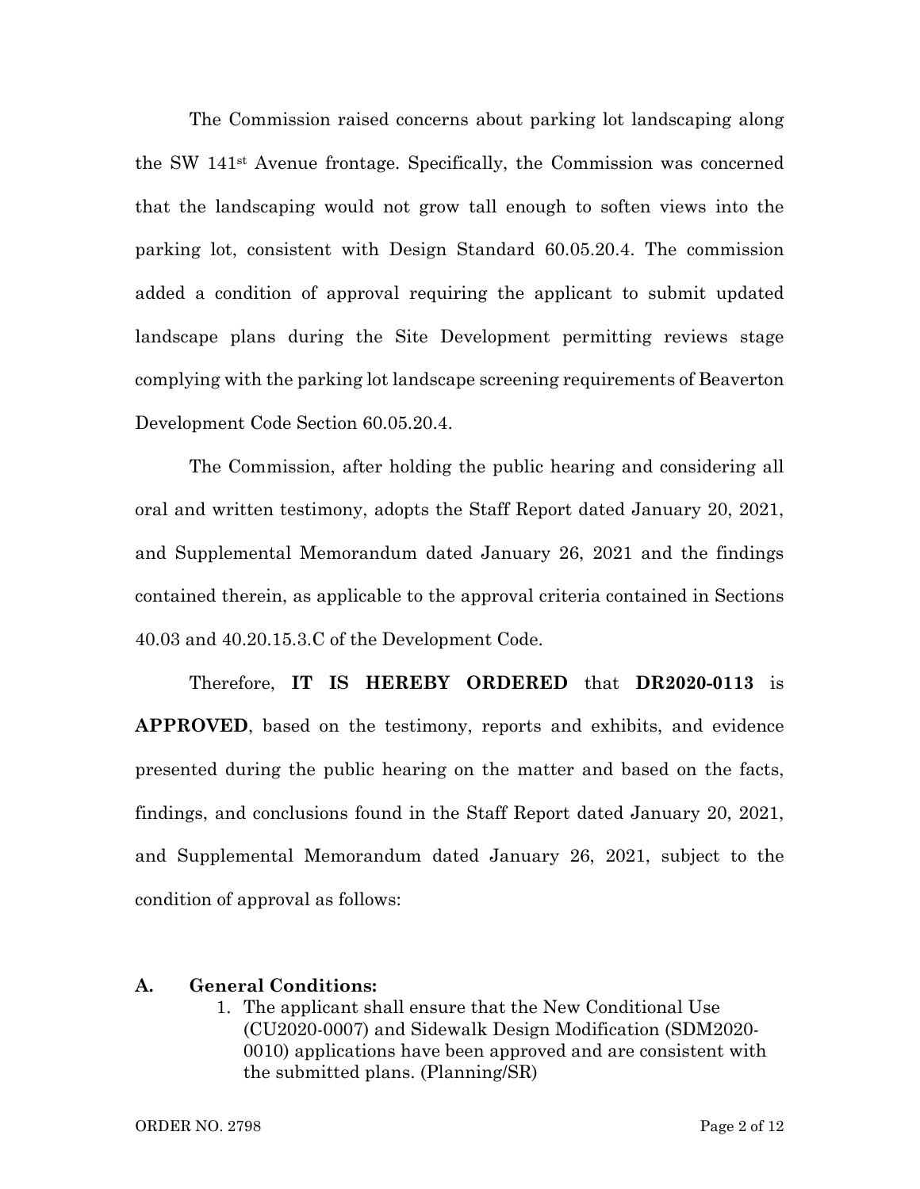The Commission raised concerns about parking lot landscaping along the SW 141st Avenue frontage. Specifically, the Commission was concerned that the landscaping would not grow tall enough to soften views into the parking lot, consistent with Design Standard 60.05.20.4. The commission added a condition of approval requiring the applicant to submit updated landscape plans during the Site Development permitting reviews stage complying with the parking lot landscape screening requirements of Beaverton Development Code Section 60.05.20.4.

The Commission, after holding the public hearing and considering all oral and written testimony, adopts the Staff Report dated January 20, 2021, and Supplemental Memorandum dated January 26, 2021 and the findings contained therein, as applicable to the approval criteria contained in Sections 40.03 and 40.20.15.3.C of the Development Code.

Therefore, **IT IS HEREBY ORDERED** that **DR2020-0113** is **APPROVED**, based on the testimony, reports and exhibits, and evidence presented during the public hearing on the matter and based on the facts, findings, and conclusions found in the Staff Report dated January 20, 2021, and Supplemental Memorandum dated January 26, 2021, subject to the condition of approval as follows:

**A. General Conditions:**

1. The applicant shall ensure that the New Conditional Use (CU2020-0007) and Sidewalk Design Modification (SDM2020-0010) applications have been approved and are consistent with the submitted plans. (Planning/SR)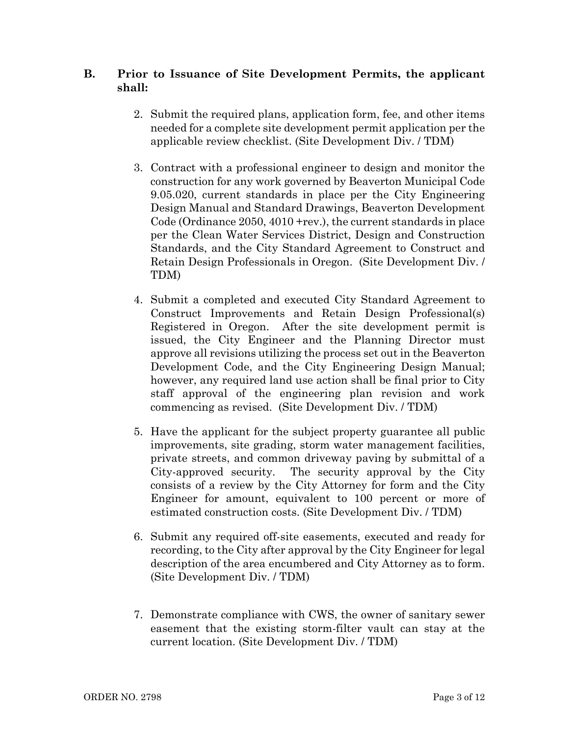## B. Prior to Issuance of Site Development Permits, the applicant shall:

2. Submit the required plans, application form, fee, and other items needed for a complete site development permit application per the applicable review checklist. (Site Development Div. / TDM)

3. Contract with a professional engineer to design and monitor the construction for any work governed by Beaverton Municipal Code 9.05.020, current standards in place per the City Engineering Design Manual and Standard Drawings, Beaverton Development Code (Ordinance 2050, 4010 +rev.), the current standards in place per the Clean Water Services District, Design and Construction Standards, and the City Standard Agreement to Construct and Retain Design Professionals in Oregon. (Site Development Div. / TDM)

4. Submit a completed and executed City Standard Agreement to Construct Improvements and Retain Design Professional(s) Registered in Oregon. After the site development permit is issued, the City Engineer and the Planning Director must approve all revisions utilizing the process set out in the Beaverton Development Code, and the City Engineering Design Manual; however, any required land use action shall be final prior to City staff approval of the engineering plan revision and work commencing as revised. (Site Development Div. / TDM)

5. Have the applicant for the subject property guarantee all public improvements, site grading, storm water management facilities, private streets, and common driveway paving by submittal of a City-approved security. The security approval by the City consists of a review by the City Attorney for form and the City Engineer for amount, equivalent to 100 percent or more of estimated construction costs. (Site Development Div. / TDM)

6. Submit any required off-site easements, executed and ready for recording, to the City after approval by the City Engineer for legal description of the area encumbered and City Attorney as to form. (Site Development Div. / TDM)

7. Demonstrate compliance with CWS, the owner of sanitary sewer easement that the existing storm-filter vault can stay at the current location. (Site Development Div. / TDM)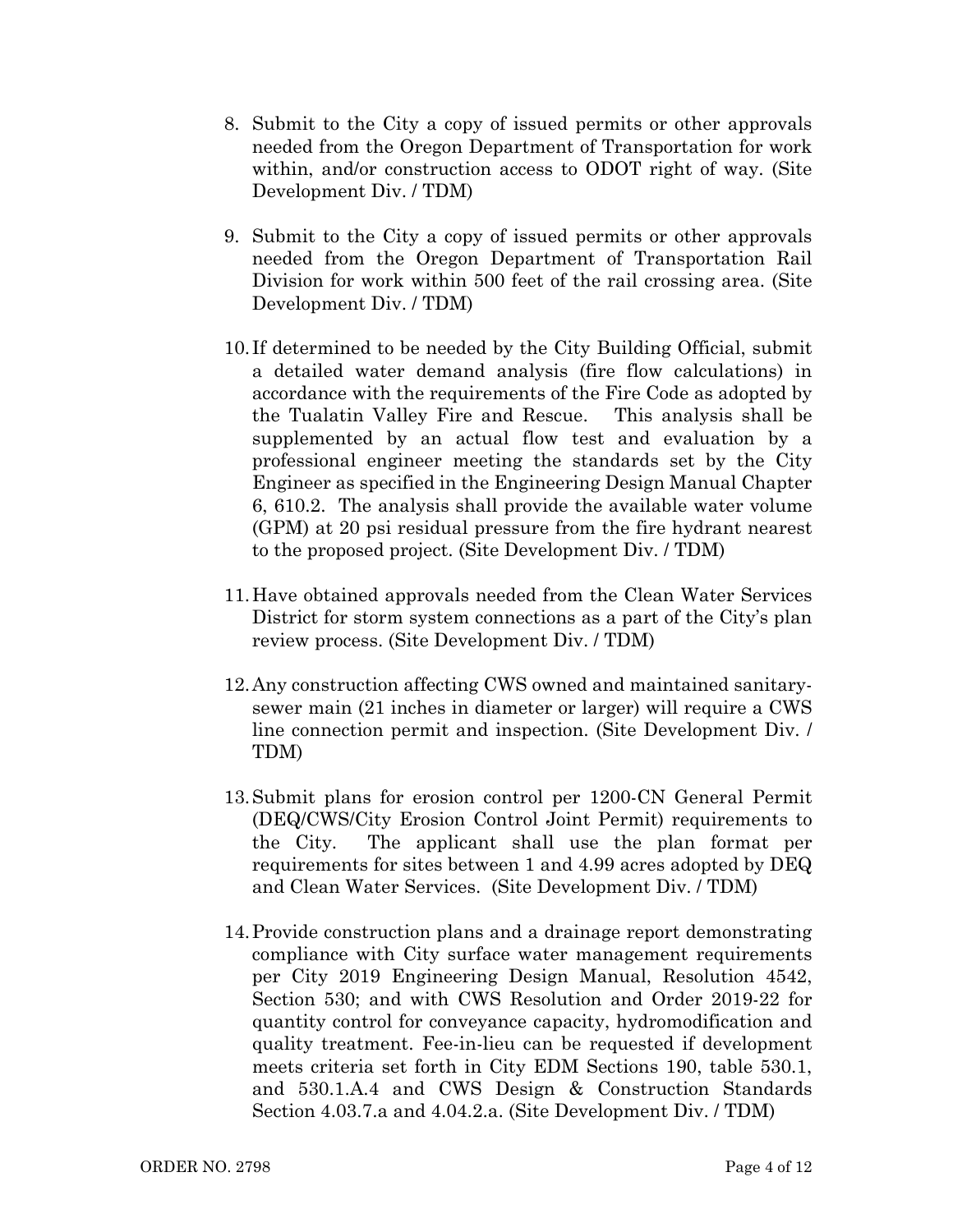8. Submit to the City a copy of issued permits or other approvals needed from the Oregon Department of Transportation for work within, and/or construction access to ODOT right of way. (Site Development Div. / TDM)

9. Submit to the City a copy of issued permits or other approvals needed from the Oregon Department of Transportation Rail Division for work within 500 feet of the rail crossing area. (Site Development Div. / TDM)

10. If determined to be needed by the City Building Official, submit a detailed water demand analysis (fire flow calculations) in accordance with the requirements of the Fire Code as adopted by the Tualatin Valley Fire and Rescue. This analysis shall be supplemented by an actual flow test and evaluation by a professional engineer meeting the standards set by the City Engineer as specified in the Engineering Design Manual Chapter 6, 610.2. The analysis shall provide the available water volume (GPM) at 20 psi residual pressure from the fire hydrant nearest to the proposed project. (Site Development Div. / TDM)

11. Have obtained approvals needed from the Clean Water Services District for storm system connections as a part of the City's plan review process. (Site Development Div. / TDM)

12. Any construction affecting CWS owned and maintained sanitary-sewer main (21 inches in diameter or larger) will require a CWS line connection permit and inspection. (Site Development Div. / TDM)

13. Submit plans for erosion control per 1200-CN General Permit (DEQ/CWS/City Erosion Control Joint Permit) requirements to the City. The applicant shall use the plan format per requirements for sites between 1 and 4.99 acres adopted by DEQ and Clean Water Services. (Site Development Div. / TDM)

14. Provide construction plans and a drainage report demonstrating compliance with City surface water management requirements per City 2019 Engineering Design Manual, Resolution 4542, Section 530; and with CWS Resolution and Order 2019-22 for quantity control for conveyance capacity, hydromodification and quality treatment. Fee-in-lieu can be requested if development meets criteria set forth in City EDM Sections 190, table 530.1, and 530.1.A.4 and CWS Design & Construction Standards Section 4.03.7.a and 4.04.2.a. (Site Development Div. / TDM)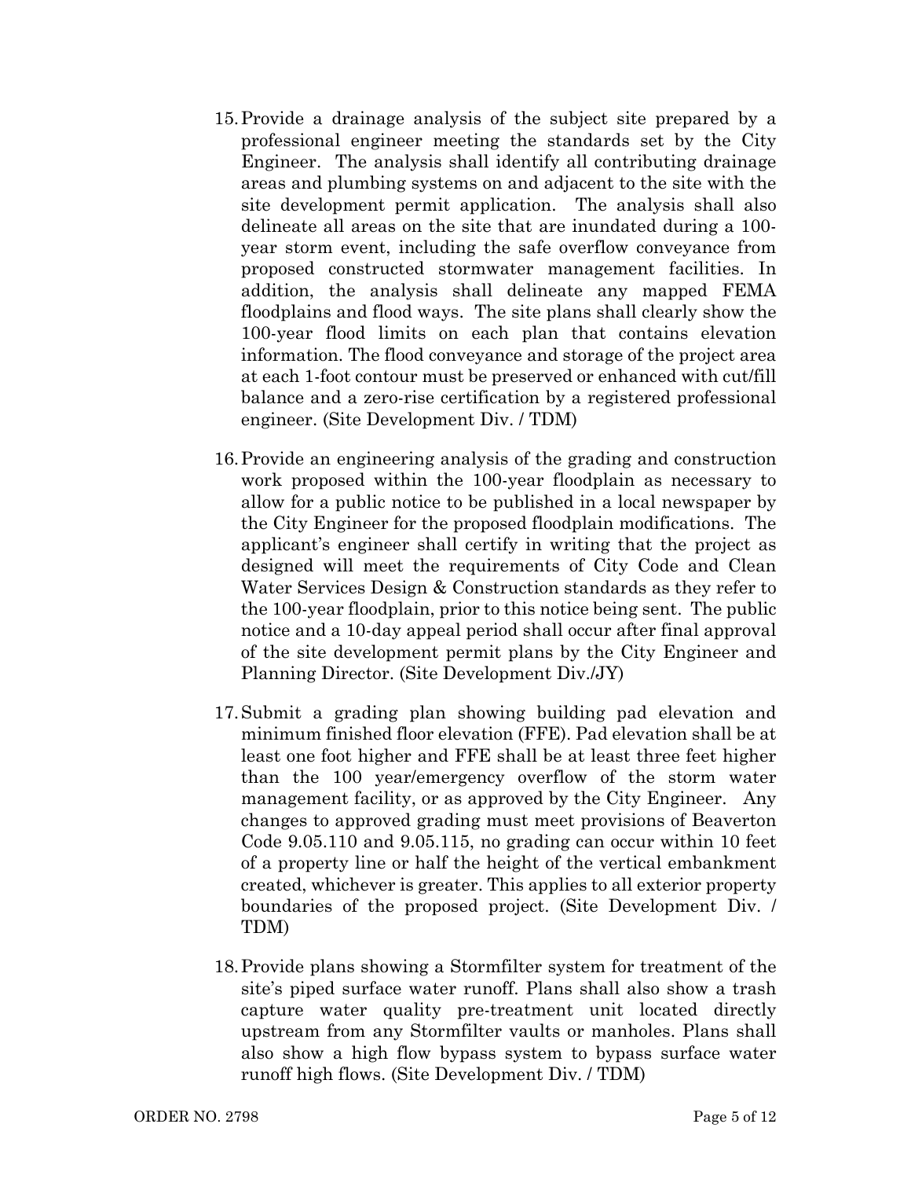15. Provide a drainage analysis of the subject site prepared by a professional engineer meeting the standards set by the City Engineer. The analysis shall identify all contributing drainage areas and plumbing systems on and adjacent to the site with the site development permit application. The analysis shall also delineate all areas on the site that are inundated during a 100-year storm event, including the safe overflow conveyance from proposed constructed stormwater management facilities. In addition, the analysis shall delineate any mapped FEMA floodplains and flood ways. The site plans shall clearly show the 100-year flood limits on each plan that contains elevation information. The flood conveyance and storage of the project area at each 1-foot contour must be preserved or enhanced with cut/fill balance and a zero-rise certification by a registered professional engineer. (Site Development Div. / TDM)

16. Provide an engineering analysis of the grading and construction work proposed within the 100-year floodplain as necessary to allow for a public notice to be published in a local newspaper by the City Engineer for the proposed floodplain modifications. The applicant's engineer shall certify in writing that the project as designed will meet the requirements of City Code and Clean Water Services Design & Construction standards as they refer to the 100-year floodplain, prior to this notice being sent. The public notice and a 10-day appeal period shall occur after final approval of the site development permit plans by the City Engineer and Planning Director. (Site Development Div./JY)

17. Submit a grading plan showing building pad elevation and minimum finished floor elevation (FFE). Pad elevation shall be at least one foot higher and FFE shall be at least three feet higher than the 100 year/emergency overflow of the storm water management facility, or as approved by the City Engineer. Any changes to approved grading must meet provisions of Beaverton Code 9.05.110 and 9.05.115, no grading can occur within 10 feet of a property line or half the height of the vertical embankment created, whichever is greater. This applies to all exterior property boundaries of the proposed project. (Site Development Div. / TDM)

18. Provide plans showing a Stormfilter system for treatment of the site's piped surface water runoff. Plans shall also show a trash capture water quality pre-treatment unit located directly upstream from any Stormfilter vaults or manholes. Plans shall also show a high flow bypass system to bypass surface water runoff high flows. (Site Development Div. / TDM)

ORDER NO. 2798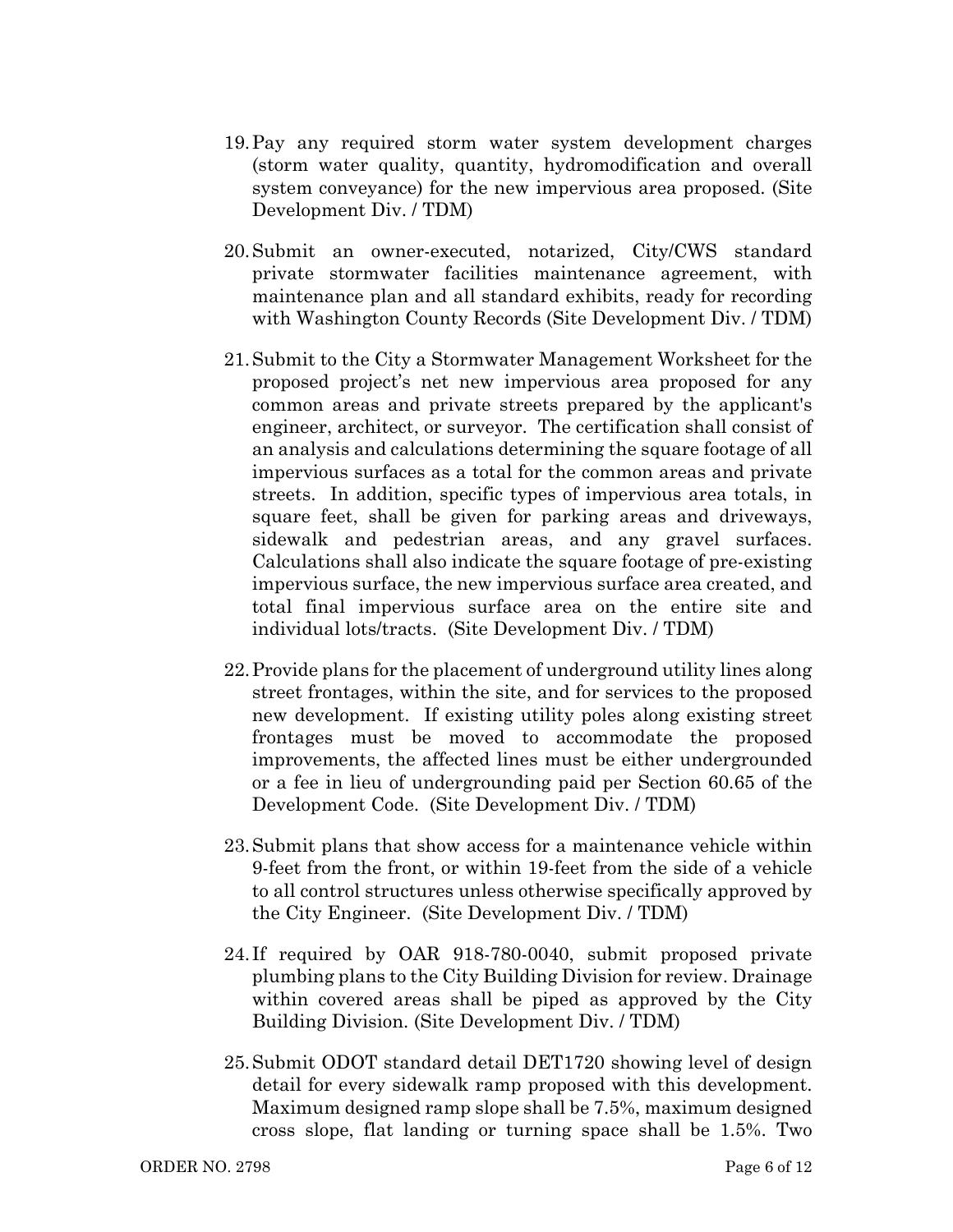19. Pay any required storm water system development charges (storm water quality, quantity, hydromodification and overall system conveyance) for the new impervious area proposed. (Site Development Div. / TDM)

20. Submit an owner-executed, notarized, City/CWS standard private stormwater facilities maintenance agreement, with maintenance plan and all standard exhibits, ready for recording with Washington County Records (Site Development Div. / TDM)

21. Submit to the City a Stormwater Management Worksheet for the proposed project's net new impervious area proposed for any common areas and private streets prepared by the applicant's engineer, architect, or surveyor. The certification shall consist of an analysis and calculations determining the square footage of all impervious surfaces as a total for the common areas and private streets. In addition, specific types of impervious area totals, in square feet, shall be given for parking areas and driveways, sidewalk and pedestrian areas, and any gravel surfaces. Calculations shall also indicate the square footage of pre-existing impervious surface, the new impervious surface area created, and total final impervious surface area on the entire site and individual lots/tracts. (Site Development Div. / TDM)

22. Provide plans for the placement of underground utility lines along street frontages, within the site, and for services to the proposed new development. If existing utility poles along existing street frontages must be moved to accommodate the proposed improvements, the affected lines must be either undergrounded or a fee in lieu of undergrounding paid per Section 60.65 of the Development Code. (Site Development Div. / TDM)

23. Submit plans that show access for a maintenance vehicle within 9-feet from the front, or within 19-feet from the side of a vehicle to all control structures unless otherwise specifically approved by the City Engineer. (Site Development Div. / TDM)

24. If required by OAR 918-780-0040, submit proposed private plumbing plans to the City Building Division for review. Drainage within covered areas shall be piped as approved by the City Building Division. (Site Development Div. / TDM)

25. Submit ODOT standard detail DET1720 showing level of design detail for every sidewalk ramp proposed with this development. Maximum designed ramp slope shall be 7.5%, maximum designed cross slope, flat landing or turning space shall be 1.5%. Two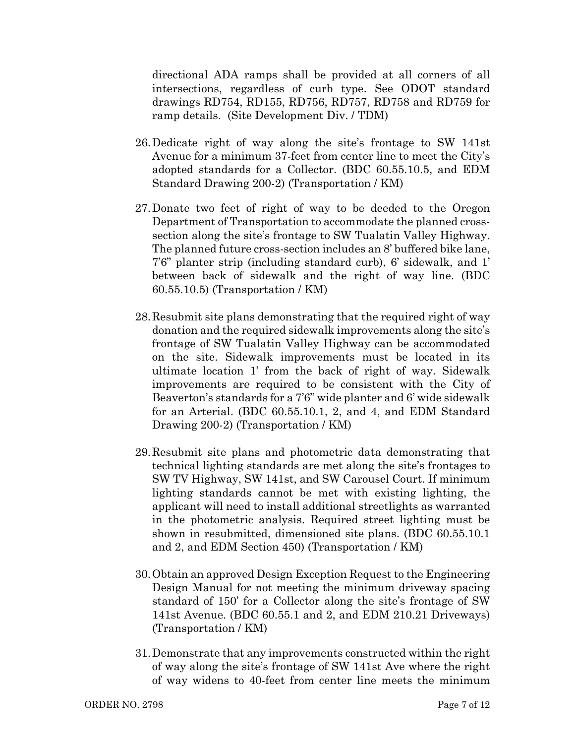directional ADA ramps shall be provided at all corners of all intersections, regardless of curb type. See ODOT standard drawings RD754, RD155, RD756, RD757, RD758 and RD759 for ramp details. (Site Development Div. / TDM)

26. Dedicate right of way along the site's frontage to SW 141st Avenue for a minimum 37-feet from center line to meet the City's adopted standards for a Collector. (BDC 60.55.10.5, and EDM Standard Drawing 200-2) (Transportation / KM)

27. Donate two feet of right of way to be deeded to the Oregon Department of Transportation to accommodate the planned cross-section along the site's frontage to SW Tualatin Valley Highway. The planned future cross-section includes an 8' buffered bike lane, 7'6" planter strip (including standard curb), 6' sidewalk, and 1' between back of sidewalk and the right of way line. (BDC 60.55.10.5) (Transportation / KM)

28. Resubmit site plans demonstrating that the required right of way donation and the required sidewalk improvements along the site's frontage of SW Tualatin Valley Highway can be accommodated on the site. Sidewalk improvements must be located in its ultimate location 1' from the back of right of way. Sidewalk improvements are required to be consistent with the City of Beaverton's standards for a 7'6" wide planter and 6' wide sidewalk for an Arterial. (BDC 60.55.10.1, 2, and 4, and EDM Standard Drawing 200-2) (Transportation / KM)

29. Resubmit site plans and photometric data demonstrating that technical lighting standards are met along the site's frontages to SW TV Highway, SW 141st, and SW Carousel Court. If minimum lighting standards cannot be met with existing lighting, the applicant will need to install additional streetlights as warranted in the photometric analysis. Required street lighting must be shown in resubmitted, dimensioned site plans. (BDC 60.55.10.1 and 2, and EDM Section 450) (Transportation / KM)

30. Obtain an approved Design Exception Request to the Engineering Design Manual for not meeting the minimum driveway spacing standard of 150' for a Collector along the site's frontage of SW 141st Avenue. (BDC 60.55.1 and 2, and EDM 210.21 Driveways) (Transportation / KM)

31. Demonstrate that any improvements constructed within the right of way along the site's frontage of SW 141st Ave where the right of way widens to 40-feet from center line meets the minimum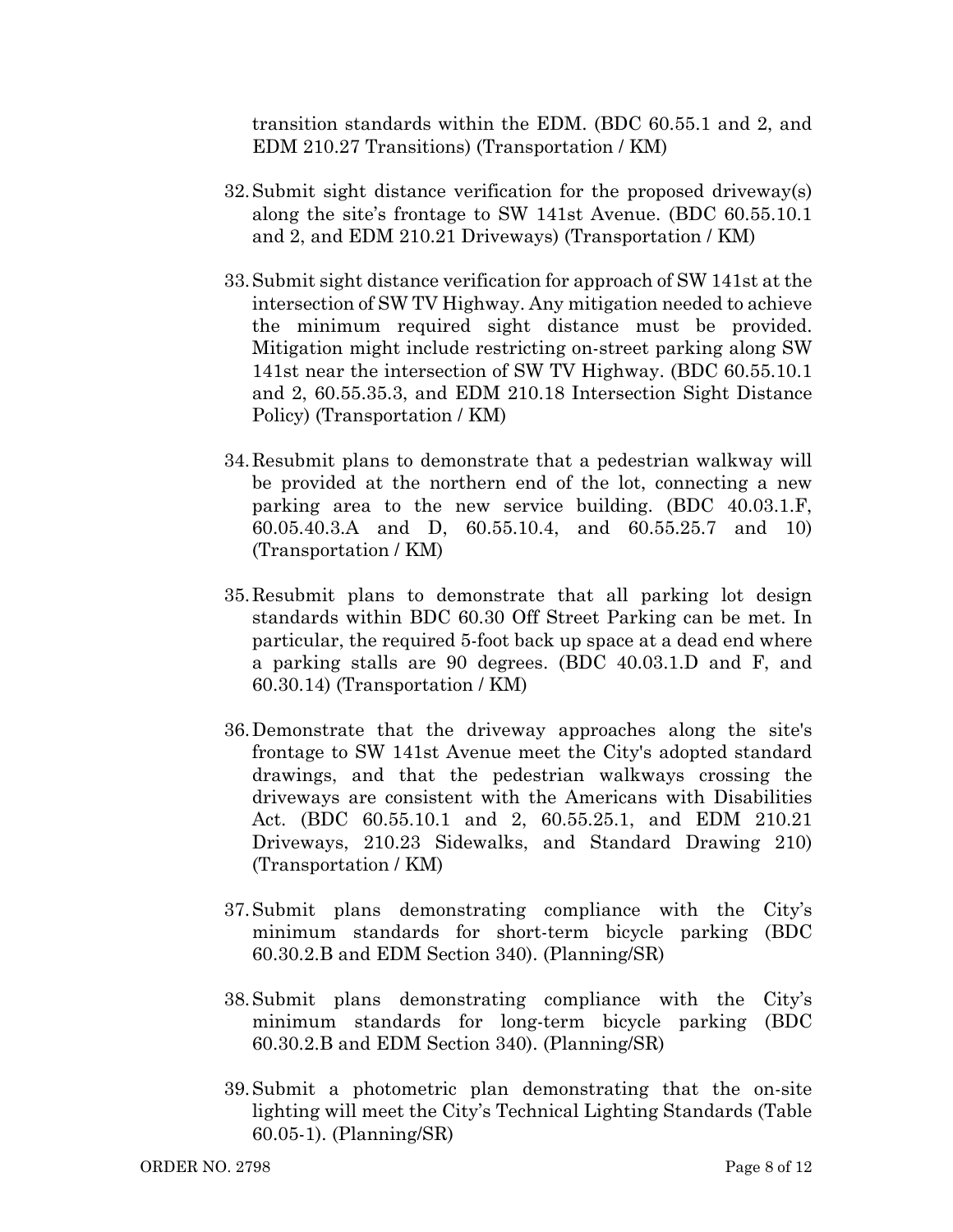transition standards within the EDM. (BDC 60.55.1 and 2, and EDM 210.27 Transitions) (Transportation / KM)

32. Submit sight distance verification for the proposed driveway(s) along the site's frontage to SW 141st Avenue. (BDC 60.55.10.1 and 2, and EDM 210.21 Driveways) (Transportation / KM)

33. Submit sight distance verification for approach of SW 141st at the intersection of SW TV Highway. Any mitigation needed to achieve the minimum required sight distance must be provided. Mitigation might include restricting on-street parking along SW 141st near the intersection of SW TV Highway. (BDC 60.55.10.1 and 2, 60.55.35.3, and EDM 210.18 Intersection Sight Distance Policy) (Transportation / KM)

34. Resubmit plans to demonstrate that a pedestrian walkway will be provided at the northern end of the lot, connecting a new parking area to the new service building. (BDC 40.03.1.F, 60.05.40.3.A and D, 60.55.10.4, and 60.55.25.7 and 10) (Transportation / KM)

35. Resubmit plans to demonstrate that all parking lot design standards within BDC 60.30 Off Street Parking can be met. In particular, the required 5-foot back up space at a dead end where a parking stalls are 90 degrees. (BDC 40.03.1.D and F, and 60.30.14) (Transportation / KM)

36. Demonstrate that the driveway approaches along the site's frontage to SW 141st Avenue meet the City's adopted standard drawings, and that the pedestrian walkways crossing the driveways are consistent with the Americans with Disabilities Act. (BDC 60.55.10.1 and 2, 60.55.25.1, and EDM 210.21 Driveways, 210.23 Sidewalks, and Standard Drawing 210) (Transportation / KM)

37. Submit plans demonstrating compliance with the City's minimum standards for short-term bicycle parking (BDC 60.30.2.B and EDM Section 340). (Planning/SR)

38. Submit plans demonstrating compliance with the City's minimum standards for long-term bicycle parking (BDC 60.30.2.B and EDM Section 340). (Planning/SR)

39. Submit a photometric plan demonstrating that the on-site lighting will meet the City's Technical Lighting Standards (Table 60.05-1). (Planning/SR)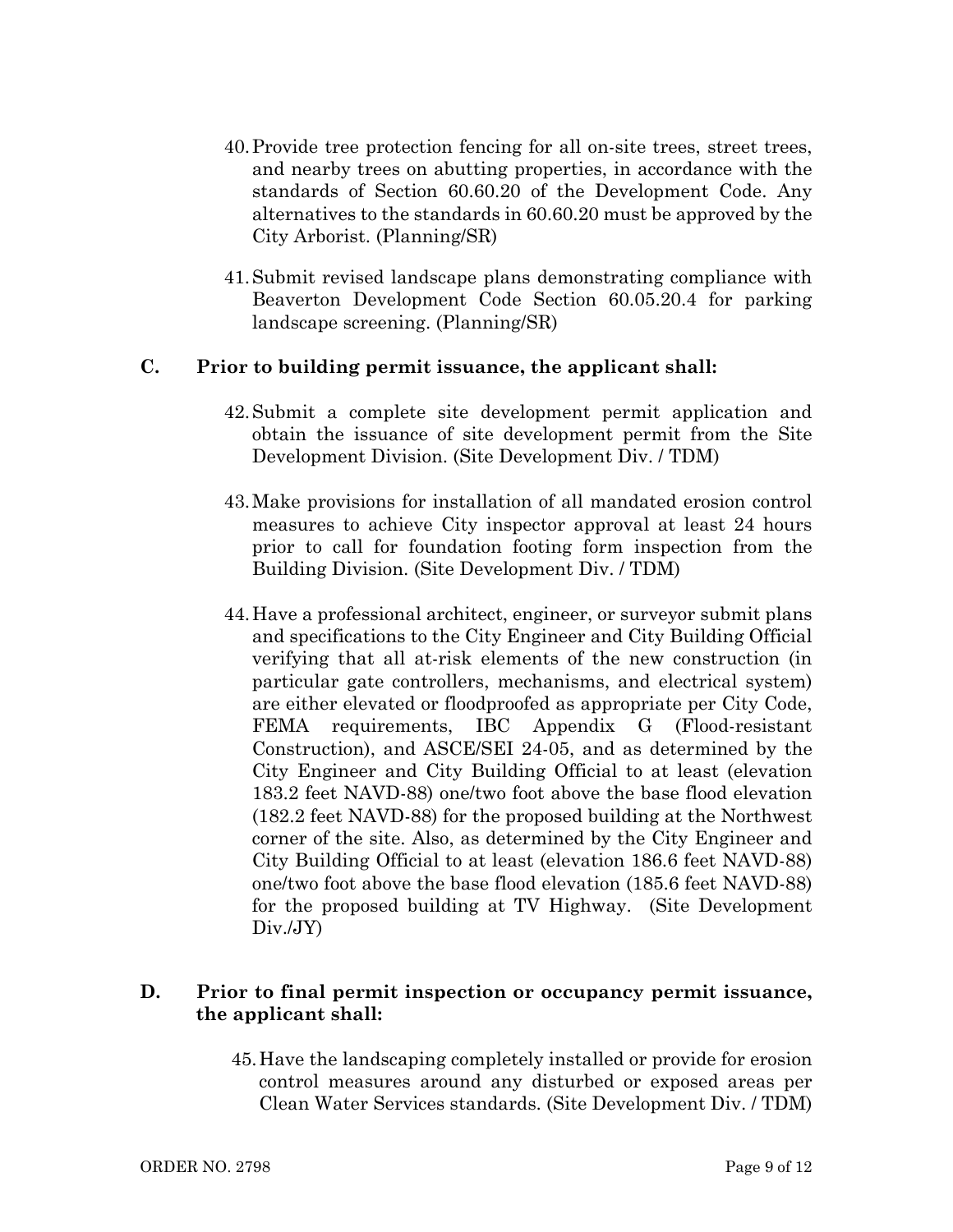40. Provide tree protection fencing for all on-site trees, street trees, and nearby trees on abutting properties, in accordance with the standards of Section 60.60.20 of the Development Code. Any alternatives to the standards in 60.60.20 must be approved by the City Arborist. (Planning/SR)

41. Submit revised landscape plans demonstrating compliance with Beaverton Development Code Section 60.05.20.4 for parking landscape screening. (Planning/SR)

**C. Prior to building permit issuance, the applicant shall:**

42. Submit a complete site development permit application and obtain the issuance of site development permit from the Site Development Division. (Site Development Div. / TDM)

43. Make provisions for installation of all mandated erosion control measures to achieve City inspector approval at least 24 hours prior to call for foundation footing form inspection from the Building Division. (Site Development Div. / TDM)

44. Have a professional architect, engineer, or surveyor submit plans and specifications to the City Engineer and City Building Official verifying that all at-risk elements of the new construction (in particular gate controllers, mechanisms, and electrical system) are either elevated or floodproofed as appropriate per City Code, FEMA requirements, IBC Appendix G (Flood-resistant Construction), and ASCE/SEI 24-05, and as determined by the City Engineer and City Building Official to at least (elevation 183.2 feet NAVD-88) one/two foot above the base flood elevation (182.2 feet NAVD-88) for the proposed building at the Northwest corner of the site. Also, as determined by the City Engineer and City Building Official to at least (elevation 186.6 feet NAVD-88) one/two foot above the base flood elevation (185.6 feet NAVD-88) for the proposed building at TV Highway. (Site Development Div./JY)

**D. Prior to final permit inspection or occupancy permit issuance, the applicant shall:**

45. Have the landscaping completely installed or provide for erosion control measures around any disturbed or exposed areas per Clean Water Services standards. (Site Development Div. / TDM)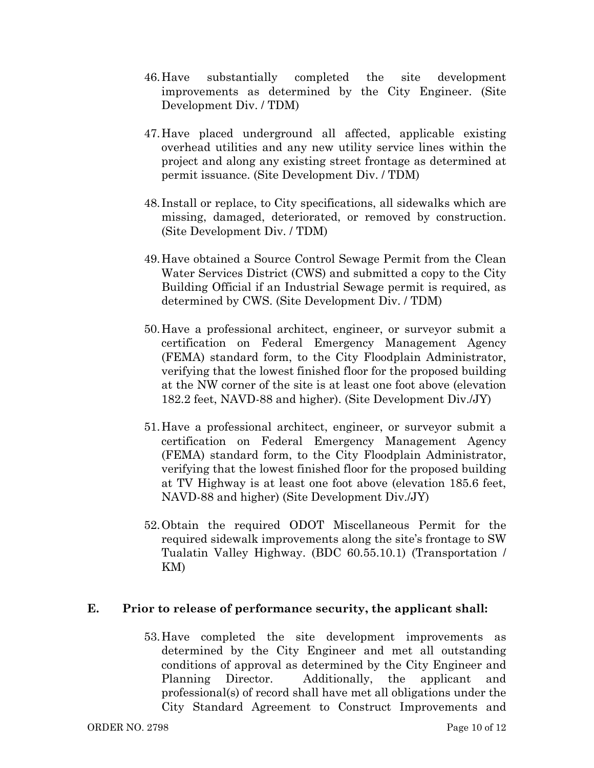46. Have substantially completed the site development improvements as determined by the City Engineer. (Site Development Div. / TDM)

47. Have placed underground all affected, applicable existing overhead utilities and any new utility service lines within the project and along any existing street frontage as determined at permit issuance. (Site Development Div. / TDM)

48. Install or replace, to City specifications, all sidewalks which are missing, damaged, deteriorated, or removed by construction. (Site Development Div. / TDM)

49. Have obtained a Source Control Sewage Permit from the Clean Water Services District (CWS) and submitted a copy to the City Building Official if an Industrial Sewage permit is required, as determined by CWS. (Site Development Div. / TDM)

50. Have a professional architect, engineer, or surveyor submit a certification on Federal Emergency Management Agency (FEMA) standard form, to the City Floodplain Administrator, verifying that the lowest finished floor for the proposed building at the NW corner of the site is at least one foot above (elevation 182.2 feet, NAVD-88 and higher). (Site Development Div./JY)

51. Have a professional architect, engineer, or surveyor submit a certification on Federal Emergency Management Agency (FEMA) standard form, to the City Floodplain Administrator, verifying that the lowest finished floor for the proposed building at TV Highway is at least one foot above (elevation 185.6 feet, NAVD-88 and higher) (Site Development Div./JY)

52. Obtain the required ODOT Miscellaneous Permit for the required sidewalk improvements along the site's frontage to SW Tualatin Valley Highway. (BDC 60.55.10.1) (Transportation / KM)

## E. Prior to release of performance security, the applicant shall:

53. Have completed the site development improvements as determined by the City Engineer and met all outstanding conditions of approval as determined by the City Engineer and Planning Director. Additionally, the applicant and professional(s) of record shall have met all obligations under the City Standard Agreement to Construct Improvements and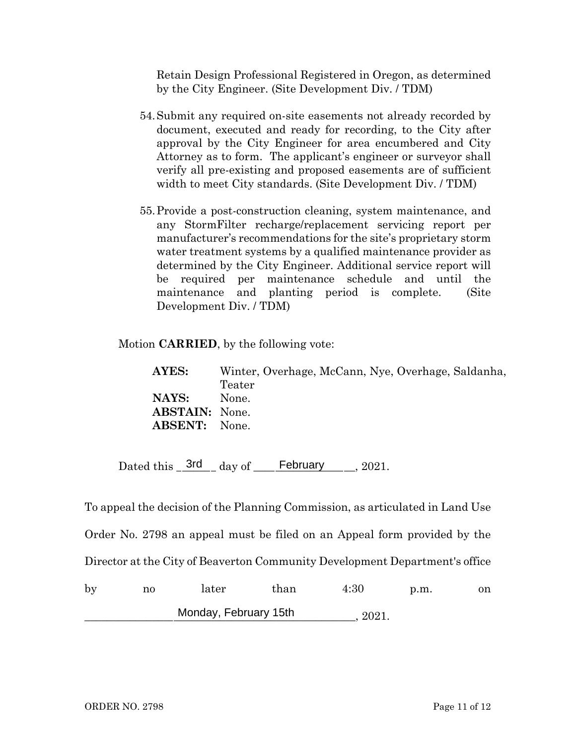Retain Design Professional Registered in Oregon, as determined by the City Engineer. (Site Development Div. / TDM)

54. Submit any required on-site easements not already recorded by document, executed and ready for recording, to the City after approval by the City Engineer for area encumbered and City Attorney as to form. The applicant's engineer or surveyor shall verify all pre-existing and proposed easements are of sufficient width to meet City standards. (Site Development Div. / TDM)

55. Provide a post-construction cleaning, system maintenance, and any StormFilter recharge/replacement servicing report per manufacturer's recommendations for the site's proprietary storm water treatment systems by a qualified maintenance provider as determined by the City Engineer. Additional service report will be required per maintenance schedule and until the maintenance and planting period is complete. (Site Development Div. / TDM)

Motion **CARRIED**, by the following vote:

**AYES:** Winter, Overhage, McCann, Nye, Overhage, Saldanha, Teater
**NAYS:** None.
**ABSTAIN:** None.
**ABSENT:** None.

Dated this \_3rd\_ day of \_February\_, 2021.

To appeal the decision of the Planning Commission, as articulated in Land Use Order No. 2798 an appeal must be filed on an Appeal form provided by the Director at the City of Beaverton Community Development Department's office by no later than 4:30 p.m. on \_Monday, February 15th\_, 2021.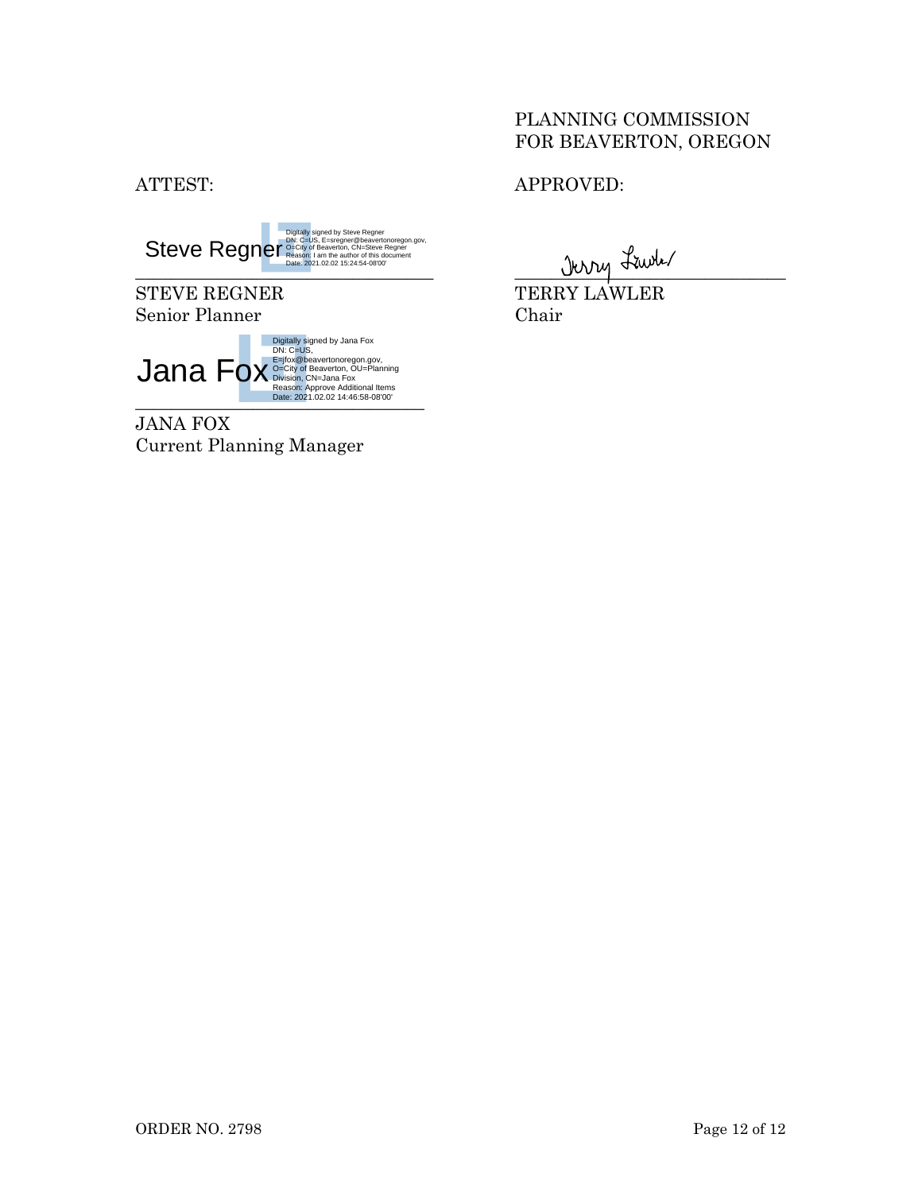PLANNING COMMISSION
FOR BEAVERTON, OREGON

ATTEST:

Steve Regner Digitally signed by Steve Regner
DN: C=US, E=sregner@beavertonoregon.gov, O=City of Beaverton, CN=Steve Regner
Reason: I am the author of this document
Date: 2021.02.02 15:24:54-08'00'

\_\_\_\_\_\_\_\_\_\_\_\_\_\_\_\_\_\_\_\_\_\_\_\_\_\_\_\_\_\_\_\_

STEVE REGNER
Senior Planner

Jana Fox Digitally signed by Jana Fox
DN: C=US, E=jfox@beavertonoregon.gov, O=City of Beaverton, OU=Planning Division, CN=Jana Fox
Reason: Approve Additional Items
Date: 2021.02.02 14:46:58-08'00'

\_\_\_\_\_\_\_\_\_\_\_\_\_\_\_\_\_\_\_\_\_\_\_\_\_\_\_\_\_\_\_\_

JANA FOX
Current Planning Manager

APPROVED:

Terry Lawler

\_\_\_\_\_\_\_\_\_\_\_\_\_\_\_\_\_\_\_\_\_\_\_\_\_\_\_\_\_\_\_\_

TERRY LAWLER
Chair

ORDER NO. 2798